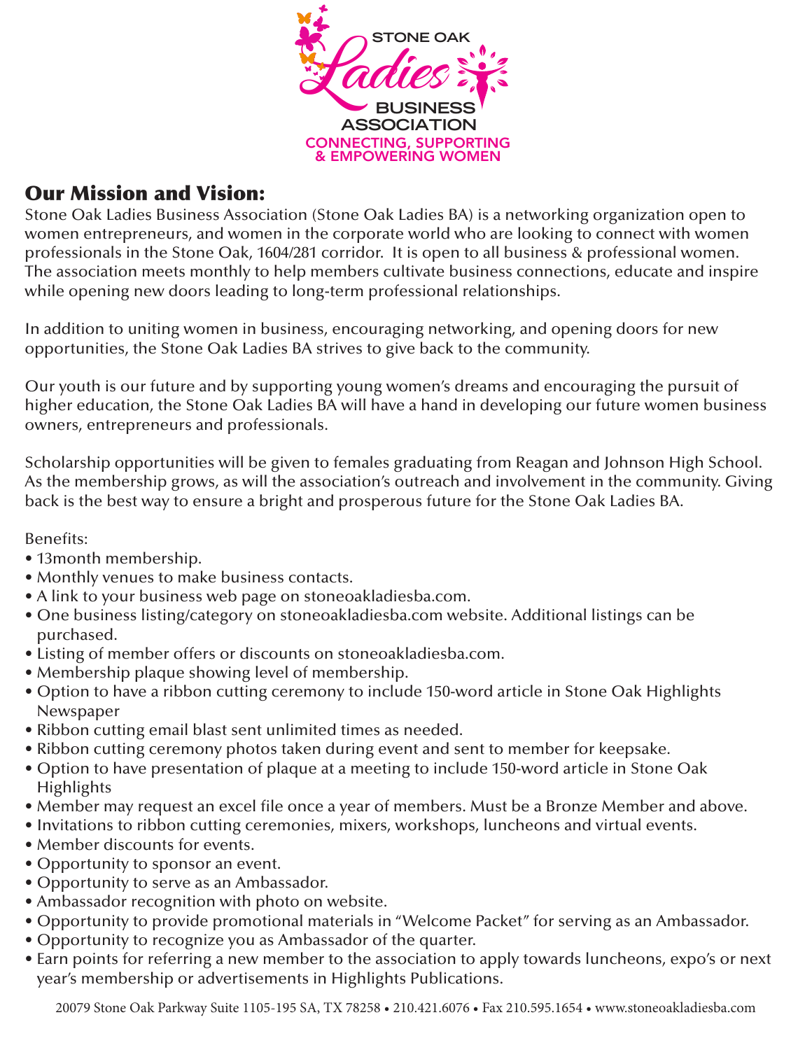STONE OAK
Ladies
BUSINESS
ASSOCIATION
CONNECTING, SUPPORTING
& EMPOWERING WOMEN

## Our Mission and Vision:

Stone Oak Ladies Business Association (Stone Oak Ladies BA) is a networking organization open to women entrepreneurs, and women in the corporate world who are looking to connect with women professionals in the Stone Oak, 1604/281 corridor. It is open to all business & professional women. The association meets monthly to help members cultivate business connections, educate and inspire while opening new doors leading to long-term professional relationships.

In addition to uniting women in business, encouraging networking, and opening doors for new opportunities, the Stone Oak Ladies BA strives to give back to the community.

Our youth is our future and by supporting young women's dreams and encouraging the pursuit of higher education, the Stone Oak Ladies BA will have a hand in developing our future women business owners, entrepreneurs and professionals.

Scholarship opportunities will be given to females graduating from Reagan and Johnson High School. As the membership grows, as will the association's outreach and involvement in the community. Giving back is the best way to ensure a bright and prosperous future for the Stone Oak Ladies BA.

Benefits:

- 13month membership.
- Monthly venues to make business contacts.
- A link to your business web page on stoneoakladiesba.com.
- One business listing/category on stoneoakladiesba.com website. Additional listings can be purchased.
- Listing of member offers or discounts on stoneoakladiesba.com.
- Membership plaque showing level of membership.
- Option to have a ribbon cutting ceremony to include 150-word article in Stone Oak Highlights Newspaper
- Ribbon cutting email blast sent unlimited times as needed.
- Ribbon cutting ceremony photos taken during event and sent to member for keepsake.
- Option to have presentation of plaque at a meeting to include 150-word article in Stone Oak Highlights
- Member may request an excel file once a year of members. Must be a Bronze Member and above.
- Invitations to ribbon cutting ceremonies, mixers, workshops, luncheons and virtual events.
- Member discounts for events.
- Opportunity to sponsor an event.
- Opportunity to serve as an Ambassador.
- Ambassador recognition with photo on website.
- Opportunity to provide promotional materials in "Welcome Packet" for serving as an Ambassador.
- Opportunity to recognize you as Ambassador of the quarter.
- Earn points for referring a new member to the association to apply towards luncheons, expo's or next year's membership or advertisements in Highlights Publications.

20079 Stone Oak Parkway Suite 1105-195 SA, TX 78258 • 210.421.6076 • Fax 210.595.1654 • www.stoneoakladiesba.com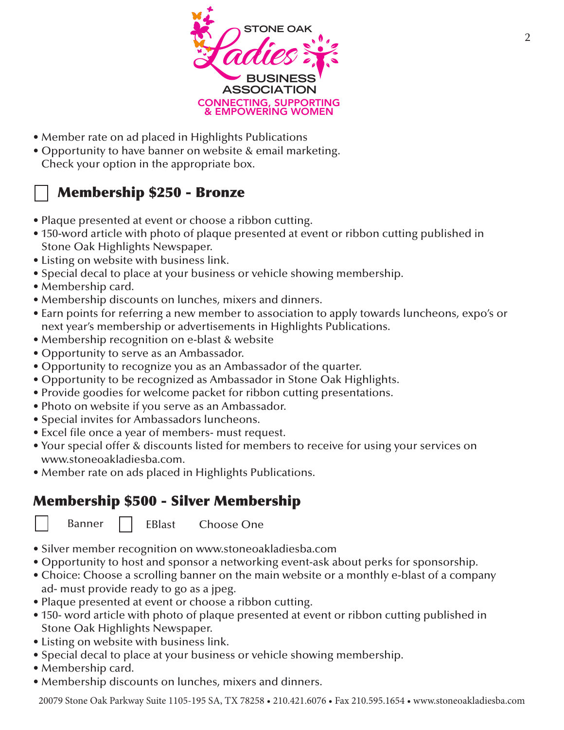STONE OAK Ladies BUSINESS ASSOCIATION

CONNECTING, SUPPORTING & EMPOWERING WOMEN

- Member rate on ad placed in Highlights Publications
- Opportunity to have banner on website & email marketing. Check your option in the appropriate box.

## ☐ Membership $250 - Bronze

- Plaque presented at event or choose a ribbon cutting.
- 150-word article with photo of plaque presented at event or ribbon cutting published in Stone Oak Highlights Newspaper.
- Listing on website with business link.
- Special decal to place at your business or vehicle showing membership.
- Membership card.
- Membership discounts on lunches, mixers and dinners.
- Earn points for referring a new member to association to apply towards luncheons, expo's or next year's membership or advertisements in Highlights Publications.
- Membership recognition on e-blast & website
- Opportunity to serve as an Ambassador.
- Opportunity to recognize you as an Ambassador of the quarter.
- Opportunity to be recognized as Ambassador in Stone Oak Highlights.
- Provide goodies for welcome packet for ribbon cutting presentations.
- Photo on website if you serve as an Ambassador.
- Special invites for Ambassadors luncheons.
- Excel file once a year of members- must request.
- Your special offer & discounts listed for members to receive for using your services on www.stoneoakladiesba.com.
- Member rate on ads placed in Highlights Publications.

## Membership $500 - Silver Membership

☐ Banner ☐ EBlast Choose One

- Silver member recognition on www.stoneoakladiesba.com
- Opportunity to host and sponsor a networking event-ask about perks for sponsorship.
- Choice: Choose a scrolling banner on the main website or a monthly e-blast of a company ad- must provide ready to go as a jpeg.
- Plaque presented at event or choose a ribbon cutting.
- 150- word article with photo of plaque presented at event or ribbon cutting published in Stone Oak Highlights Newspaper.
- Listing on website with business link.
- Special decal to place at your business or vehicle showing membership.
- Membership card.
- Membership discounts on lunches, mixers and dinners.

20079 Stone Oak Parkway Suite 1105-195 SA, TX 78258 • 210.421.6076 • Fax 210.595.1654 • www.stoneoakladiesba.com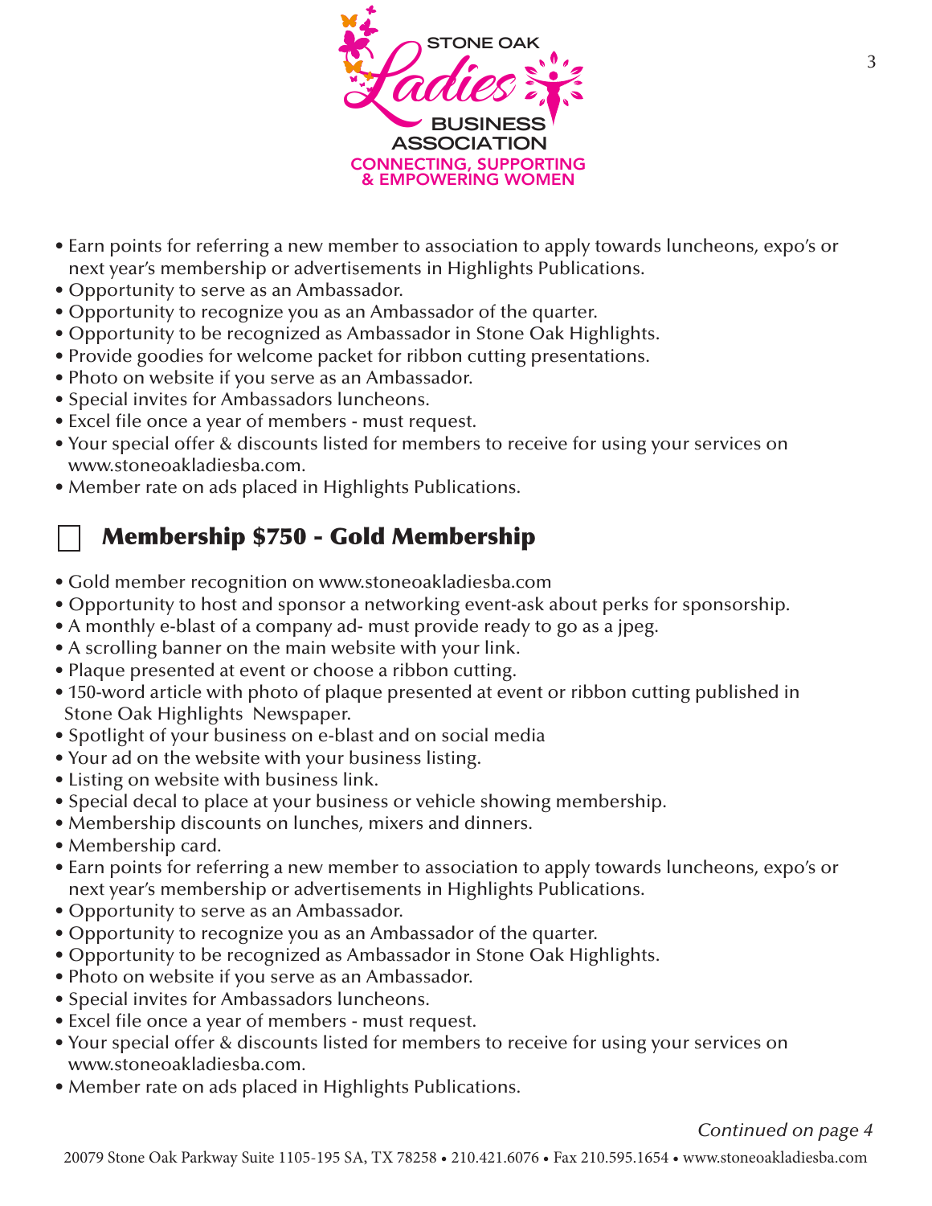- Earn points for referring a new member to association to apply towards luncheons, expo's or next year's membership or advertisements in Highlights Publications.
- Opportunity to serve as an Ambassador.
- Opportunity to recognize you as an Ambassador of the quarter.
- Opportunity to be recognized as Ambassador in Stone Oak Highlights.
- Provide goodies for welcome packet for ribbon cutting presentations.
- Photo on website if you serve as an Ambassador.
- Special invites for Ambassadors luncheons.
- Excel file once a year of members - must request.
- Your special offer & discounts listed for members to receive for using your services on www.stoneoakladiesba.com.
- Member rate on ads placed in Highlights Publications.

## ☐ Membership $750 - Gold Membership

- Gold member recognition on www.stoneoakladiesba.com
- Opportunity to host and sponsor a networking event-ask about perks for sponsorship.
- A monthly e-blast of a company ad- must provide ready to go as a jpeg.
- A scrolling banner on the main website with your link.
- Plaque presented at event or choose a ribbon cutting.
- 150-word article with photo of plaque presented at event or ribbon cutting published in Stone Oak Highlights Newspaper.
- Spotlight of your business on e-blast and on social media
- Your ad on the website with your business listing.
- Listing on website with business link.
- Special decal to place at your business or vehicle showing membership.
- Membership discounts on lunches, mixers and dinners.
- Membership card.
- Earn points for referring a new member to association to apply towards luncheons, expo's or next year's membership or advertisements in Highlights Publications.
- Opportunity to serve as an Ambassador.
- Opportunity to recognize you as an Ambassador of the quarter.
- Opportunity to be recognized as Ambassador in Stone Oak Highlights.
- Photo on website if you serve as an Ambassador.
- Special invites for Ambassadors luncheons.
- Excel file once a year of members - must request.
- Your special offer & discounts listed for members to receive for using your services on www.stoneoakladiesba.com.
- Member rate on ads placed in Highlights Publications.

*Continued on page 4*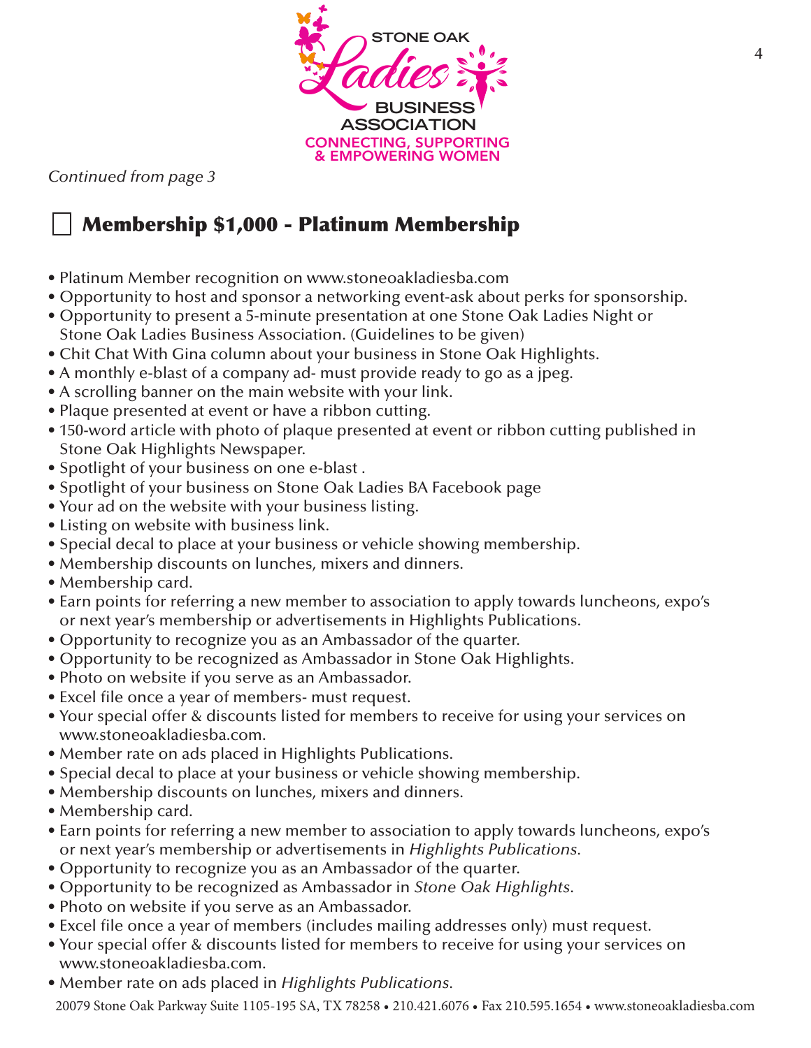STONE OAK Ladies BUSINESS ASSOCIATION

CONNECTING, SUPPORTING & EMPOWERING WOMEN

*Continued from page 3*

## ☐ Membership $1,000 - Platinum Membership

- Platinum Member recognition on www.stoneoakladiesba.com
- Opportunity to host and sponsor a networking event-ask about perks for sponsorship.
- Opportunity to present a 5-minute presentation at one Stone Oak Ladies Night or Stone Oak Ladies Business Association. (Guidelines to be given)
- Chit Chat With Gina column about your business in Stone Oak Highlights.
- A monthly e-blast of a company ad- must provide ready to go as a jpeg.
- A scrolling banner on the main website with your link.
- Plaque presented at event or have a ribbon cutting.
- 150-word article with photo of plaque presented at event or ribbon cutting published in Stone Oak Highlights Newspaper.
- Spotlight of your business on one e-blast .
- Spotlight of your business on Stone Oak Ladies BA Facebook page
- Your ad on the website with your business listing.
- Listing on website with business link.
- Special decal to place at your business or vehicle showing membership.
- Membership discounts on lunches, mixers and dinners.
- Membership card.
- Earn points for referring a new member to association to apply towards luncheons, expo's or next year's membership or advertisements in Highlights Publications.
- Opportunity to recognize you as an Ambassador of the quarter.
- Opportunity to be recognized as Ambassador in Stone Oak Highlights.
- Photo on website if you serve as an Ambassador.
- Excel file once a year of members- must request.
- Your special offer & discounts listed for members to receive for using your services on www.stoneoakladiesba.com.
- Member rate on ads placed in Highlights Publications.
- Special decal to place at your business or vehicle showing membership.
- Membership discounts on lunches, mixers and dinners.
- Membership card.
- Earn points for referring a new member to association to apply towards luncheons, expo's or next year's membership or advertisements in *Highlights Publications*.
- Opportunity to recognize you as an Ambassador of the quarter.
- Opportunity to be recognized as Ambassador in *Stone Oak Highlights*.
- Photo on website if you serve as an Ambassador.
- Excel file once a year of members (includes mailing addresses only) must request.
- Your special offer & discounts listed for members to receive for using your services on www.stoneoakladiesba.com.
- Member rate on ads placed in *Highlights Publications*.

20079 Stone Oak Parkway Suite 1105-195 SA, TX 78258 • 210.421.6076 • Fax 210.595.1654 • www.stoneoakladiesba.com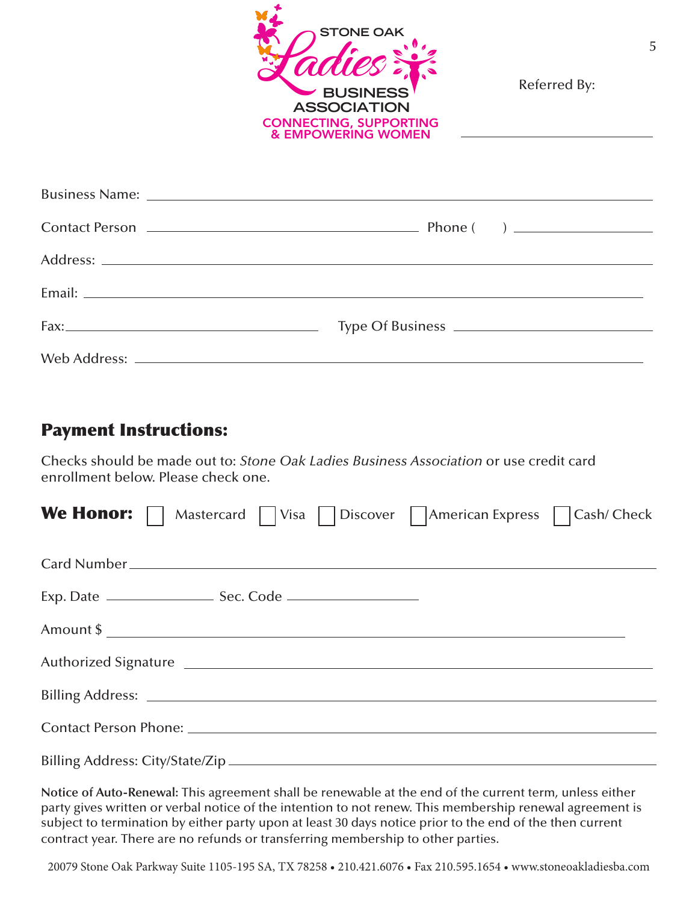STONE OAK
Ladies
BUSINESS
ASSOCIATION
CONNECTING, SUPPORTING & EMPOWERING WOMEN

Referred By: ____________________

Business Name: ______________________________________________

Contact Person ______________________________ Phone (    ) ______________

Address: ______________________________________________

Email: ______________________________________________

Fax: ______________________ Type Of Business ______________________

Web Address: ______________________________________________

## Payment Instructions:

Checks should be made out to: *Stone Oak Ladies Business Association* or use credit card enrollment below. Please check one.

**We Honor:** ☐ Mastercard ☐ Visa ☐ Discover ☐ American Express ☐ Cash/ Check

Card Number ______________________________________________

Exp. Date ______________ Sec. Code ______________

Amount $ ______________________________________________

Authorized Signature ______________________________________________

Billing Address: ______________________________________________

Contact Person Phone: ______________________________________________

Billing Address: City/State/Zip ______________________________________________

**Notice of Auto-Renewal:** This agreement shall be renewable at the end of the current term, unless either party gives written or verbal notice of the intention to not renew. This membership renewal agreement is subject to termination by either party upon at least 30 days notice prior to the end of the then current contract year. There are no refunds or transferring membership to other parties.

20079 Stone Oak Parkway Suite 1105-195 SA, TX 78258 • 210.421.6076 • Fax 210.595.1654 • www.stoneoakladiesba.com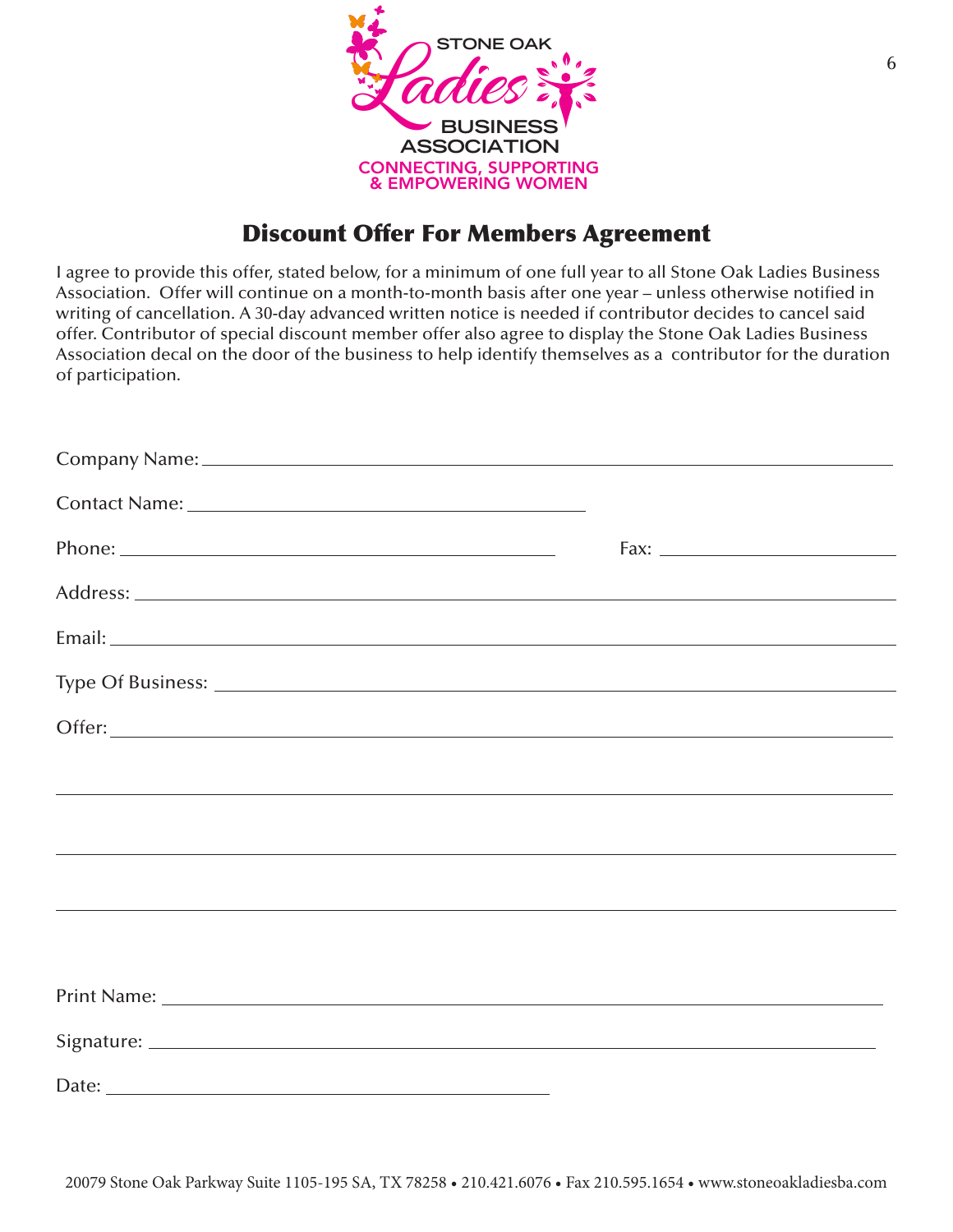STONE OAK Ladies BUSINESS ASSOCIATION

CONNECTING, SUPPORTING & EMPOWERING WOMEN

## Discount Offer For Members Agreement

I agree to provide this offer, stated below, for a minimum of one full year to all Stone Oak Ladies Business Association. Offer will continue on a month-to-month basis after one year – unless otherwise notified in writing of cancellation. A 30-day advanced written notice is needed if contributor decides to cancel said offer. Contributor of special discount member offer also agree to display the Stone Oak Ladies Business Association decal on the door of the business to help identify themselves as a contributor for the duration of participation.

Company Name: ______________________________________________

Contact Name: ______________________________

Phone: ______________________________ Fax: ____________________

Address: ______________________________________________

Email: ______________________________________________

Type Of Business: ______________________________________________

Offer: ______________________________________________

______________________________________________

______________________________________________

______________________________________________

Print Name: ______________________________________________

Signature: ______________________________________________

Date: ______________________________

20079 Stone Oak Parkway Suite 1105-195 SA, TX 78258 • 210.421.6076 • Fax 210.595.1654 • www.stoneoakladiesba.com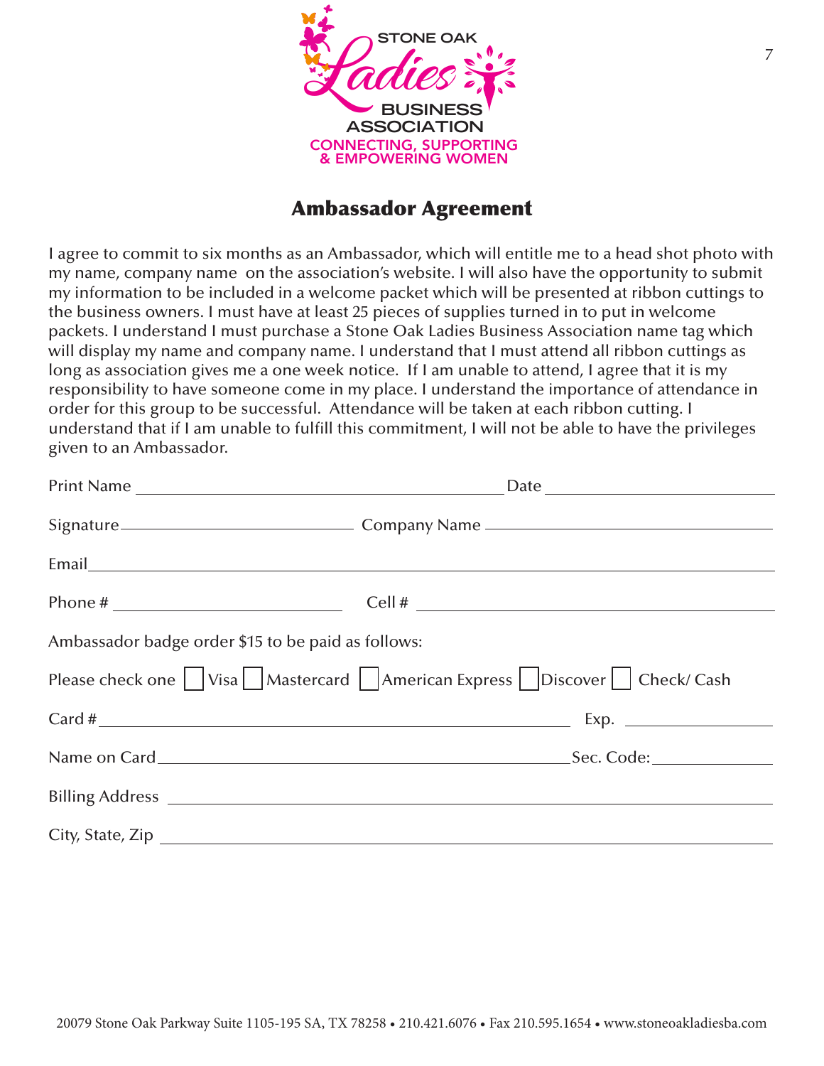STONE OAK Ladies BUSINESS ASSOCIATION

CONNECTING, SUPPORTING & EMPOWERING WOMEN

## Ambassador Agreement

I agree to commit to six months as an Ambassador, which will entitle me to a head shot photo with my name, company name on the association's website. I will also have the opportunity to submit my information to be included in a welcome packet which will be presented at ribbon cuttings to the business owners. I must have at least 25 pieces of supplies turned in to put in welcome packets. I understand I must purchase a Stone Oak Ladies Business Association name tag which will display my name and company name. I understand that I must attend all ribbon cuttings as long as association gives me a one week notice. If I am unable to attend, I agree that it is my responsibility to have someone come in my place. I understand the importance of attendance in order for this group to be successful. Attendance will be taken at each ribbon cutting. I understand that if I am unable to fulfill this commitment, I will not be able to have the privileges given to an Ambassador.

Print Name ______________________________ Date ____________________

Signature ____________________ Company Name ________________________

Email ______________________________________________________

Phone # ____________________ Cell # ______________________________

Ambassador badge order $15 to be paid as follows:

Please check one ☐ Visa ☐ Mastercard ☐ American Express ☐ Discover ☐ Check/ Cash

Card # ______________________________________ Exp. ____________

Name on Card ________________________________ Sec. Code: ________

Billing Address _____________________________________________

City, State, Zip _____________________________________________

20079 Stone Oak Parkway Suite 1105-195 SA, TX 78258 • 210.421.6076 • Fax 210.595.1654 • www.stoneoakladiesba.com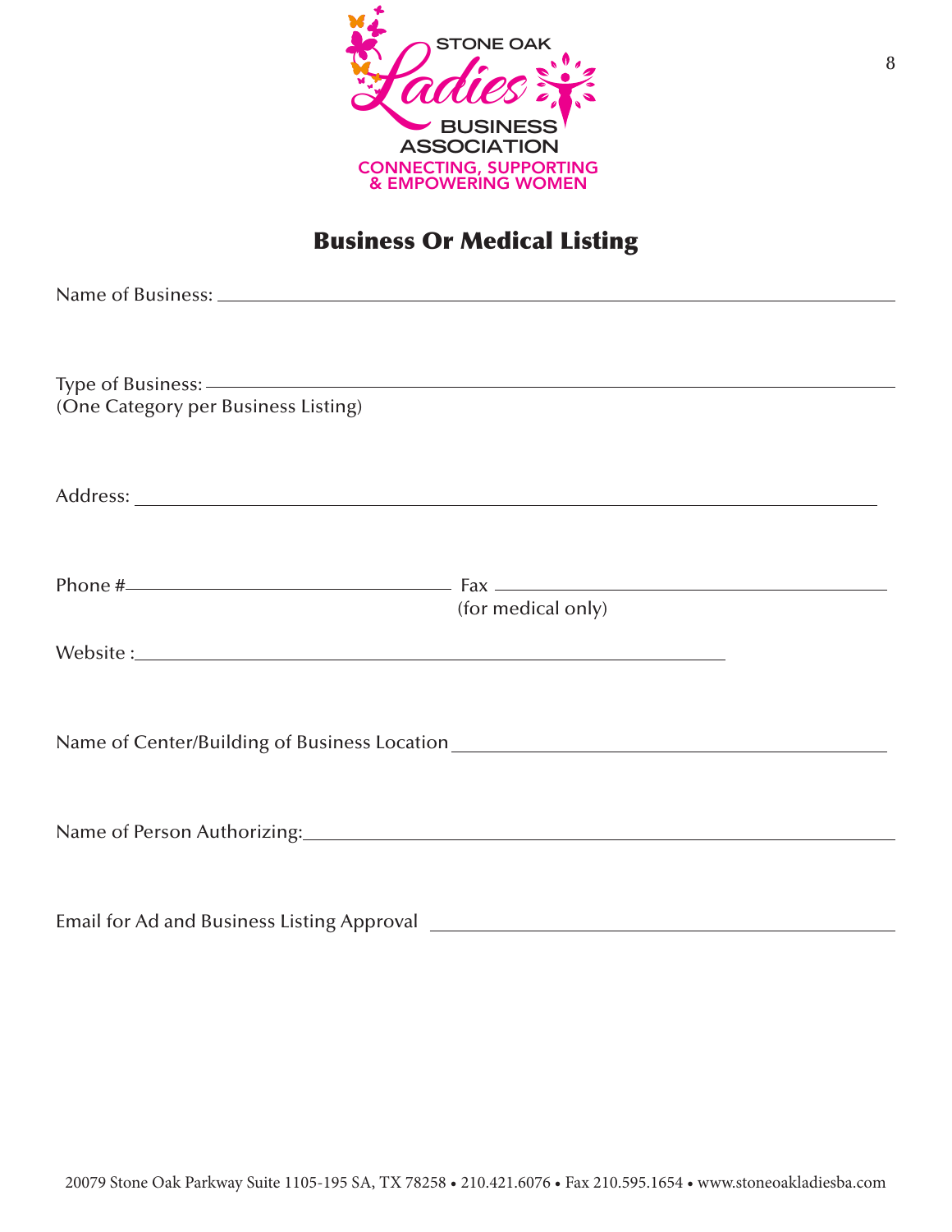STONE OAK
Ladies
BUSINESS
ASSOCIATION
CONNECTING, SUPPORTING
& EMPOWERING WOMEN

# Business Or Medical Listing

Name of Business: ______________________________________________

Type of Business: ______________________________________________
(One Category per Business Listing)

Address: ______________________________________________

Phone #______________________ Fax ______________________
(for medical only)

Website :______________________________________________

Name of Center/Building of Business Location ______________________

Name of Person Authorizing:______________________________________

Email for Ad and Business Listing Approval ______________________

20079 Stone Oak Parkway Suite 1105-195 SA, TX 78258 • 210.421.6076 • Fax 210.595.1654 • www.stoneoakladiesba.com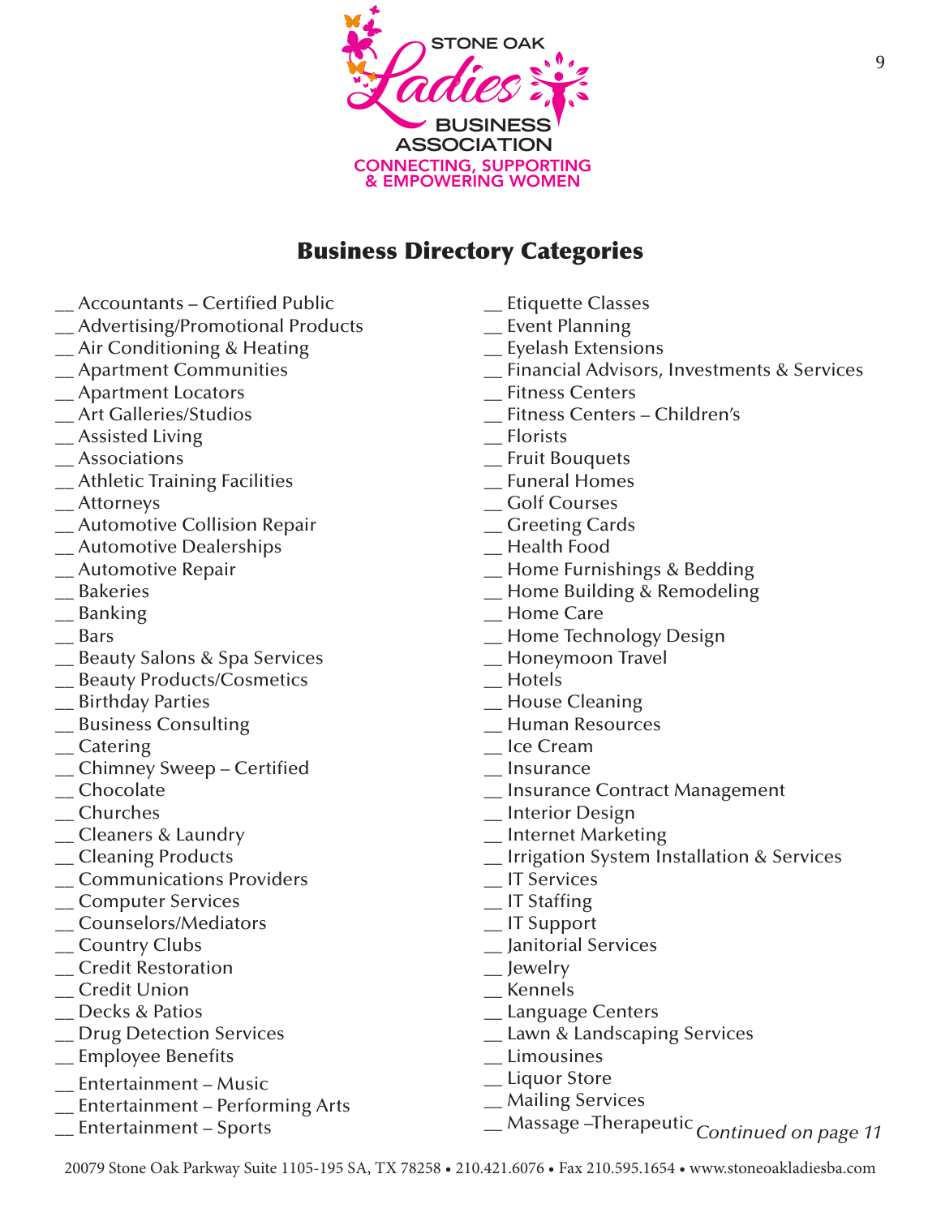STONE OAK Ladies BUSINESS ASSOCIATION

CONNECTING, SUPPORTING & EMPOWERING WOMEN

## Business Directory Categories

__ Accountants – Certified Public
__ Advertising/Promotional Products
__ Air Conditioning & Heating
__ Apartment Communities
__ Apartment Locators
__ Art Galleries/Studios
__ Assisted Living
__ Associations
__ Athletic Training Facilities
__ Attorneys
__ Automotive Collision Repair
__ Automotive Dealerships
__ Automotive Repair
__ Bakeries
__ Banking
__ Bars
__ Beauty Salons & Spa Services
__ Beauty Products/Cosmetics
__ Birthday Parties
__ Business Consulting
__ Catering
__ Chimney Sweep – Certified
__ Chocolate
__ Churches
__ Cleaners & Laundry
__ Cleaning Products
__ Communications Providers
__ Computer Services
__ Counselors/Mediators
__ Country Clubs
__ Credit Restoration
__ Credit Union
__ Decks & Patios
__ Drug Detection Services
__ Employee Benefits
__ Entertainment – Music
__ Entertainment – Performing Arts
__ Entertainment – Sports
__ Etiquette Classes
__ Event Planning
__ Eyelash Extensions
__ Financial Advisors, Investments & Services
__ Fitness Centers
__ Fitness Centers – Children's
__ Florists
__ Fruit Bouquets
__ Funeral Homes
__ Golf Courses
__ Greeting Cards
__ Health Food
__ Home Furnishings & Bedding
__ Home Building & Remodeling
__ Home Care
__ Home Technology Design
__ Honeymoon Travel
__ Hotels
__ House Cleaning
__ Human Resources
__ Ice Cream
__ Insurance
__ Insurance Contract Management
__ Interior Design
__ Internet Marketing
__ Irrigation System Installation & Services
__ IT Services
__ IT Staffing
__ IT Support
__ Janitorial Services
__ Jewelry
__ Kennels
__ Language Centers
__ Lawn & Landscaping Services
__ Limousines
__ Liquor Store
__ Mailing Services
__ Massage –Therapeutic

*Continued on page 11*

20079 Stone Oak Parkway Suite 1105-195 SA, TX 78258 • 210.421.6076 • Fax 210.595.1654 • www.stoneoakladiesba.com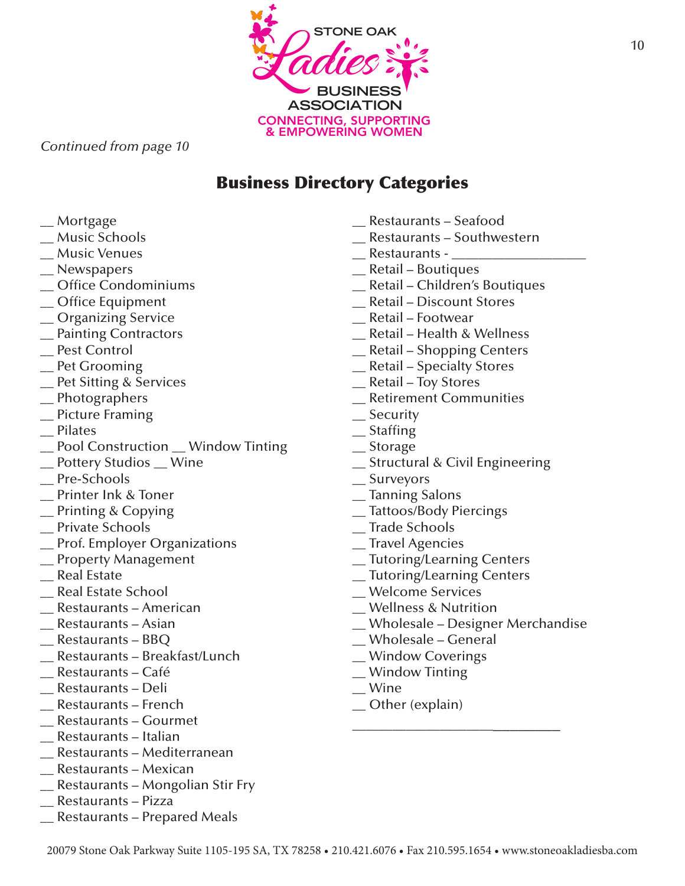STONE OAK Ladies BUSINESS ASSOCIATION
CONNECTING, SUPPORTING & EMPOWERING WOMEN

*Continued from page 10*

## Business Directory Categories

__ Mortgage
__ Music Schools
__ Music Venues
__ Newspapers
__ Office Condominiums
__ Office Equipment
__ Organizing Service
__ Painting Contractors
__ Pest Control
__ Pet Grooming
__ Pet Sitting & Services
__ Photographers
__ Picture Framing
__ Pilates
__ Pool Construction __ Window Tinting
__ Pottery Studios __ Wine
__ Pre-Schools
__ Printer Ink & Toner
__ Printing & Copying
__ Private Schools
__ Prof. Employer Organizations
__ Property Management
__ Real Estate
__ Real Estate School
__ Restaurants – American
__ Restaurants – Asian
__ Restaurants – BBQ
__ Restaurants – Breakfast/Lunch
__ Restaurants – Café
__ Restaurants – Deli
__ Restaurants – French
__ Restaurants – Gourmet
__ Restaurants – Italian
__ Restaurants – Mediterranean
__ Restaurants – Mexican
__ Restaurants – Mongolian Stir Fry
__ Restaurants – Pizza
__ Restaurants – Prepared Meals
__ Restaurants – Seafood
__ Restaurants – Southwestern
__ Restaurants - ___________________
__ Retail – Boutiques
__ Retail – Children's Boutiques
__ Retail – Discount Stores
__ Retail – Footwear
__ Retail – Health & Wellness
__ Retail – Shopping Centers
__ Retail – Specialty Stores
__ Retail – Toy Stores
__ Retirement Communities
__ Security
__ Staffing
__ Storage
__ Structural & Civil Engineering
__ Surveyors
__ Tanning Salons
__ Tattoos/Body Piercings
__ Trade Schools
__ Travel Agencies
__ Tutoring/Learning Centers
__ Tutoring/Learning Centers
__ Welcome Services
__ Wellness & Nutrition
__ Wholesale – Designer Merchandise
__ Wholesale – General
__ Window Coverings
__ Window Tinting
__ Wine
__ Other (explain)

______________________________

20079 Stone Oak Parkway Suite 1105-195 SA, TX 78258 • 210.421.6076 • Fax 210.595.1654 • www.stoneoakladiesba.com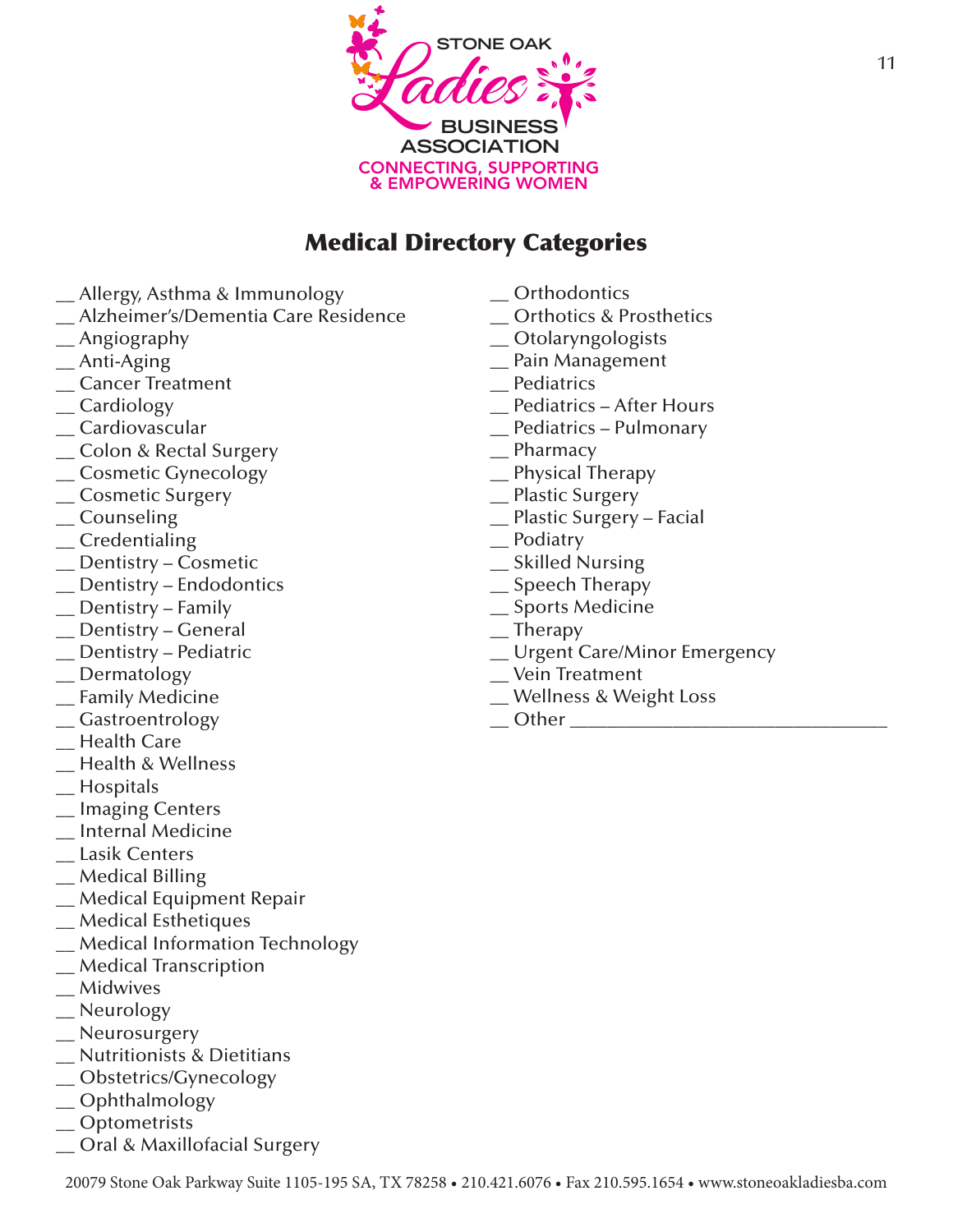STONE OAK Ladies BUSINESS ASSOCIATION
CONNECTING, SUPPORTING & EMPOWERING WOMEN

## Medical Directory Categories

__ Allergy, Asthma & Immunology
__ Alzheimer's/Dementia Care Residence
__ Angiography
__ Anti-Aging
__ Cancer Treatment
__ Cardiology
__ Cardiovascular
__ Colon & Rectal Surgery
__ Cosmetic Gynecology
__ Cosmetic Surgery
__ Counseling
__ Credentialing
__ Dentistry – Cosmetic
__ Dentistry – Endodontics
__ Dentistry – Family
__ Dentistry – General
__ Dentistry – Pediatric
__ Dermatology
__ Family Medicine
__ Gastroentrology
__ Health Care
__ Health & Wellness
__ Hospitals
__ Imaging Centers
__ Internal Medicine
__ Lasik Centers
__ Medical Billing
__ Medical Equipment Repair
__ Medical Esthetiques
__ Medical Information Technology
__ Medical Transcription
__ Midwives
__ Neurology
__ Neurosurgery
__ Nutritionists & Dietitians
__ Obstetrics/Gynecology
__ Ophthalmology
__ Optometrists
__ Oral & Maxillofacial Surgery
__ Orthodontics
__ Orthotics & Prosthetics
__ Otolaryngologists
__ Pain Management
__ Pediatrics
__ Pediatrics – After Hours
__ Pediatrics – Pulmonary
__ Pharmacy
__ Physical Therapy
__ Plastic Surgery
__ Plastic Surgery – Facial
__ Podiatry
__ Skilled Nursing
__ Speech Therapy
__ Sports Medicine
__ Therapy
__ Urgent Care/Minor Emergency
__ Vein Treatment
__ Wellness & Weight Loss
__ Other ________________________________

20079 Stone Oak Parkway Suite 1105-195 SA, TX 78258 • 210.421.6076 • Fax 210.595.1654 • www.stoneoakladiesba.com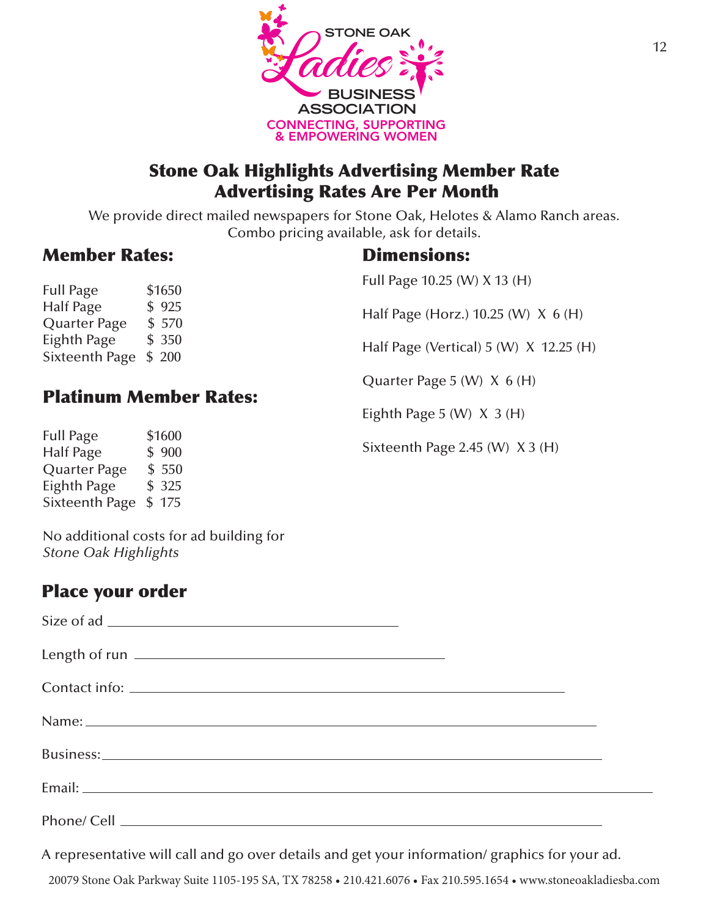STONE OAK Ladies BUSINESS ASSOCIATION
CONNECTING, SUPPORTING & EMPOWERING WOMEN

# Stone Oak Highlights Advertising Member Rate
# Advertising Rates Are Per Month

We provide direct mailed newspapers for Stone Oak, Helotes & Alamo Ranch areas. Combo pricing available, ask for details.

## Member Rates:

| | |
|---|---|
| Full Page | $1650 |
| Half Page | $ 925 |
| Quarter Page | $ 570 |
| Eighth Page | $ 350 |
| Sixteenth Page | $ 200 |

## Platinum Member Rates:

| | |
|---|---|
| Full Page | $1600 |
| Half Page | $ 900 |
| Quarter Page | $ 550 |
| Eighth Page | $ 325 |
| Sixteenth Page | $ 175 |

No additional costs for ad building for *Stone Oak Highlights*

## Dimensions:

Full Page 10.25 (W) X 13 (H)

Half Page (Horz.) 10.25 (W) X 6 (H)

Half Page (Vertical) 5 (W) X 12.25 (H)

Quarter Page 5 (W) X 6 (H)

Eighth Page 5 (W) X 3 (H)

Sixteenth Page 2.45 (W) X 3 (H)

## Place your order

Size of ad ______________________________

Length of run ______________________________

Contact info: ______________________________

Name: ______________________________

Business: ______________________________

Email: ______________________________

Phone/ Cell ______________________________

A representative will call and go over details and get your information/ graphics for your ad.

20079 Stone Oak Parkway Suite 1105-195 SA, TX 78258 • 210.421.6076 • Fax 210.595.1654 • www.stoneoakladiesba.com